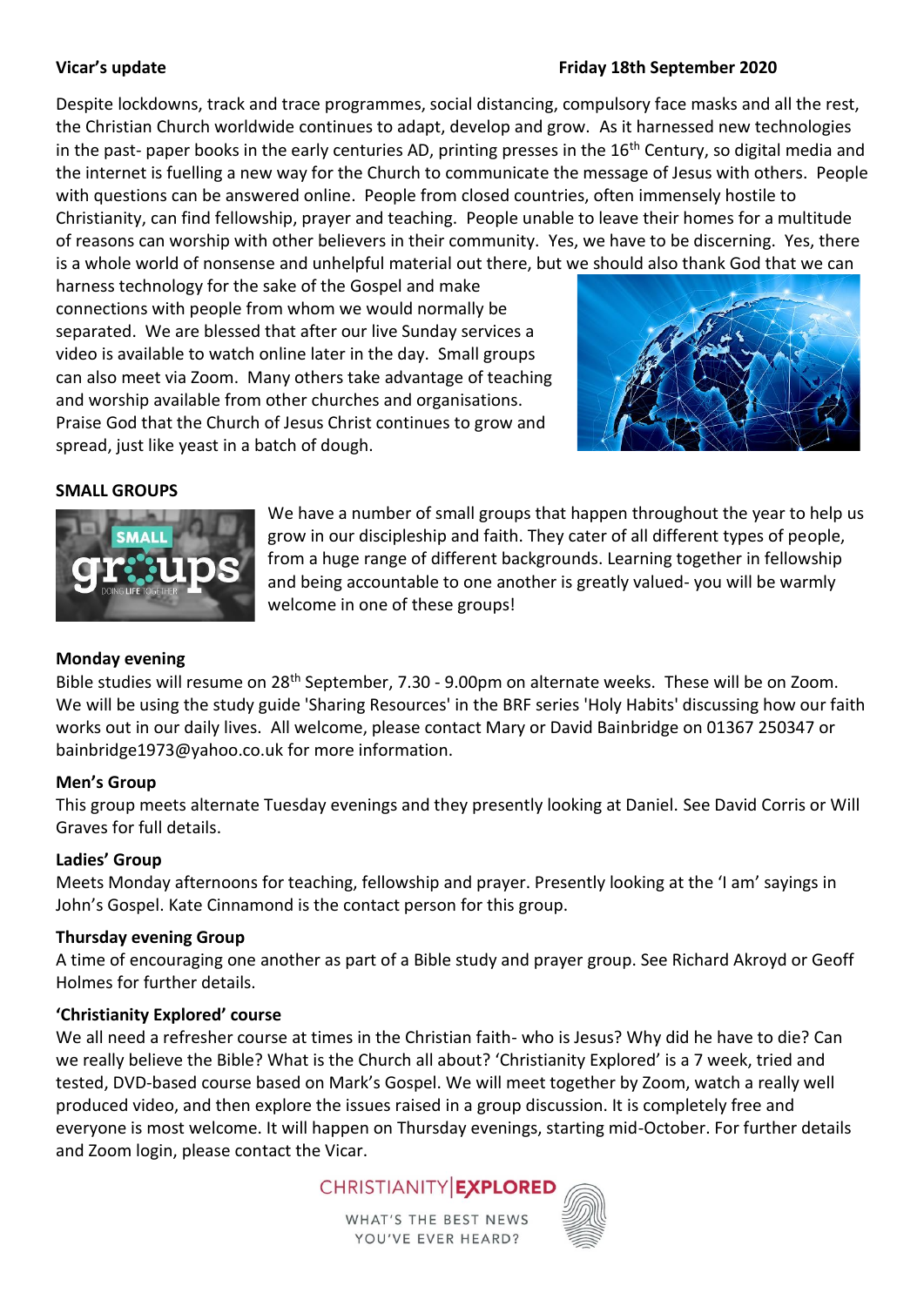**Vicar's update** **Friday 18th September 2020**

Despite lockdowns, track and trace programmes, social distancing, compulsory face masks and all the rest, the Christian Church worldwide continues to adapt, develop and grow. As it harnessed new technologies in the past- paper books in the early centuries AD, printing presses in the 16th Century, so digital media and the internet is fuelling a new way for the Church to communicate the message of Jesus with others. People with questions can be answered online. People from closed countries, often immensely hostile to Christianity, can find fellowship, prayer and teaching. People unable to leave their homes for a multitude of reasons can worship with other believers in their community. Yes, we have to be discerning. Yes, there is a whole world of nonsense and unhelpful material out there, but we should also thank God that we can harness technology for the sake of the Gospel and make connections with people from whom we would normally be separated. We are blessed that after our live Sunday services a video is available to watch online later in the day. Small groups can also meet via Zoom. Many others take advantage of teaching and worship available from other churches and organisations. Praise God that the Church of Jesus Christ continues to grow and spread, just like yeast in a batch of dough.

## SMALL GROUPS

We have a number of small groups that happen throughout the year to help us grow in our discipleship and faith. They cater of all different types of people, from a huge range of different backgrounds. Learning together in fellowship and being accountable to one another is greatly valued- you will be warmly welcome in one of these groups!

### Monday evening

Bible studies will resume on 28th September, 7.30 - 9.00pm on alternate weeks. These will be on Zoom. We will be using the study guide 'Sharing Resources' in the BRF series 'Holy Habits' discussing how our faith works out in our daily lives. All welcome, please contact Mary or David Bainbridge on 01367 250347 or bainbridge1973@yahoo.co.uk for more information.

### Men's Group

This group meets alternate Tuesday evenings and they presently looking at Daniel. See David Corris or Will Graves for full details.

### Ladies' Group

Meets Monday afternoons for teaching, fellowship and prayer. Presently looking at the 'I am' sayings in John's Gospel. Kate Cinnamond is the contact person for this group.

### Thursday evening Group

A time of encouraging one another as part of a Bible study and prayer group. See Richard Akroyd or Geoff Holmes for further details.

### 'Christianity Explored' course

We all need a refresher course at times in the Christian faith- who is Jesus? Why did he have to die? Can we really believe the Bible? What is the Church all about? 'Christianity Explored' is a 7 week, tried and tested, DVD-based course based on Mark's Gospel. We will meet together by Zoom, watch a really well produced video, and then explore the issues raised in a group discussion. It is completely free and everyone is most welcome. It will happen on Thursday evenings, starting mid-October. For further details and Zoom login, please contact the Vicar.

CHRISTIANITY | EXPLORED

WHAT'S THE BEST NEWS YOU'VE EVER HEARD?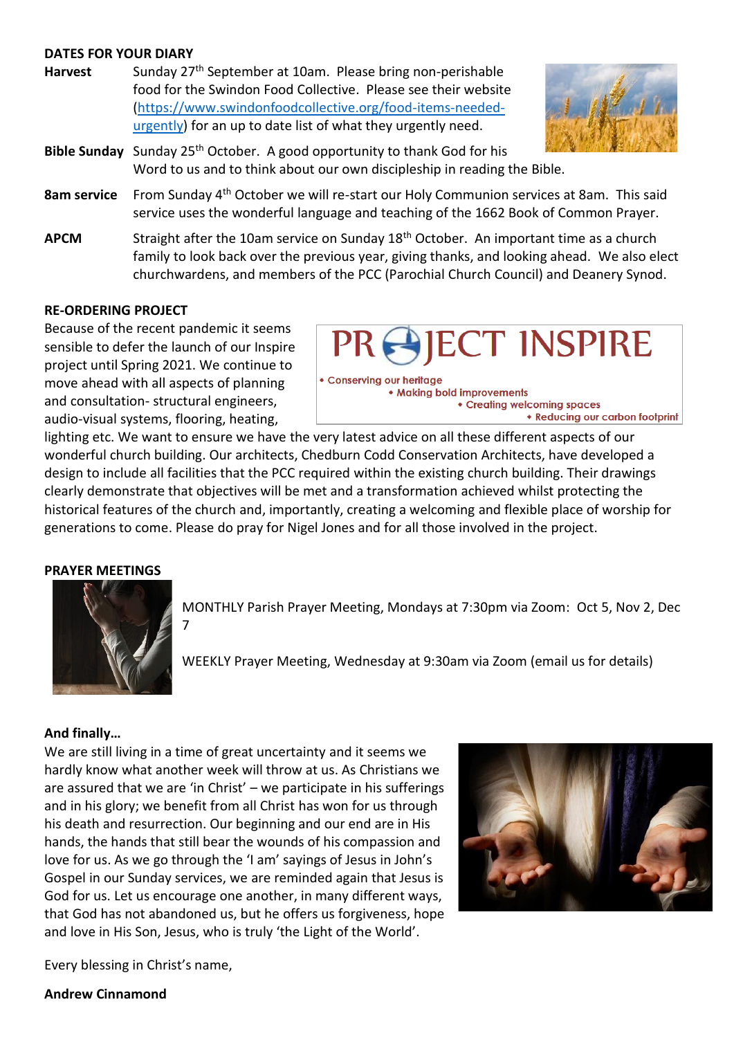**DATES FOR YOUR DIARY**

**Harvest** Sunday 27th September at 10am. Please bring non-perishable food for the Swindon Food Collective. Please see their website ([https://www.swindonfoodcollective.org/food-items-needed-urgently](https://www.swindonfoodcollective.org/food-items-needed-urgently)) for an up to date list of what they urgently need.

**Bible Sunday** Sunday 25th October. A good opportunity to thank God for his Word to us and to think about our own discipleship in reading the Bible.

**8am service** From Sunday 4th October we will re-start our Holy Communion services at 8am. This said service uses the wonderful language and teaching of the 1662 Book of Common Prayer.

**APCM** Straight after the 10am service on Sunday 18th October. An important time as a church family to look back over the previous year, giving thanks, and looking ahead. We also elect churchwardens, and members of the PCC (Parochial Church Council) and Deanery Synod.

**RE-ORDERING PROJECT**

PROJECT INSPIRE

- Conserving our heritage
- Making bold improvements
- Creating welcoming spaces
- Reducing our carbon footprint

Because of the recent pandemic it seems sensible to defer the launch of our Inspire project until Spring 2021. We continue to move ahead with all aspects of planning and consultation- structural engineers, audio-visual systems, flooring, heating, lighting etc. We want to ensure we have the very latest advice on all these different aspects of our wonderful church building. Our architects, Chedburn Codd Conservation Architects, have developed a design to include all facilities that the PCC required within the existing church building. Their drawings clearly demonstrate that objectives will be met and a transformation achieved whilst protecting the historical features of the church and, importantly, creating a welcoming and flexible place of worship for generations to come. Please do pray for Nigel Jones and for all those involved in the project.

**PRAYER MEETINGS**

MONTHLY Parish Prayer Meeting, Mondays at 7:30pm via Zoom: Oct 5, Nov 2, Dec 7

WEEKLY Prayer Meeting, Wednesday at 9:30am via Zoom (email us for details)

**And finally…**

We are still living in a time of great uncertainty and it seems we hardly know what another week will throw at us. As Christians we are assured that we are 'in Christ' – we participate in his sufferings and in his glory; we benefit from all Christ has won for us through his death and resurrection. Our beginning and our end are in His hands, the hands that still bear the wounds of his compassion and love for us. As we go through the 'I am' sayings of Jesus in John's Gospel in our Sunday services, we are reminded again that Jesus is God for us. Let us encourage one another, in many different ways, that God has not abandoned us, but he offers us forgiveness, hope and love in His Son, Jesus, who is truly 'the Light of the World'.

Every blessing in Christ's name,

**Andrew Cinnamond**